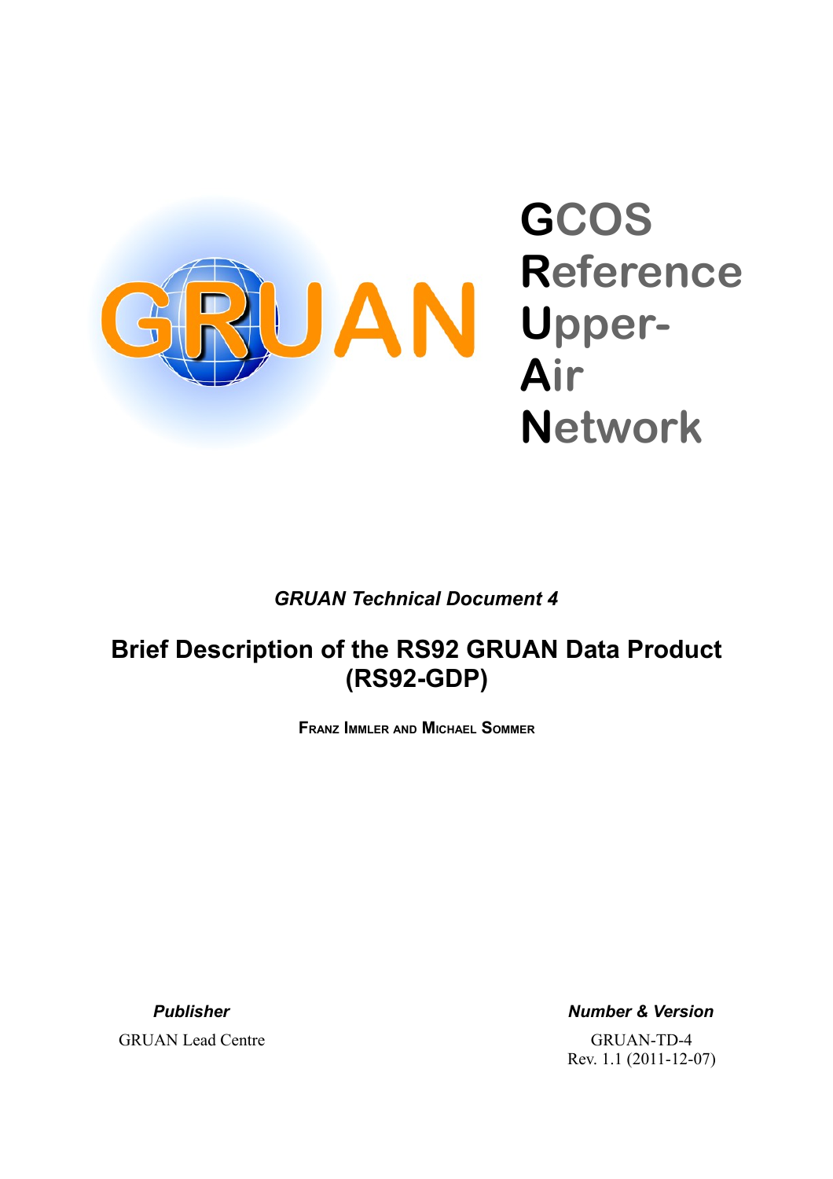GRUAN

**G**COS
**R**eference
**U**pper-
**A**ir
**N**etwork

*GRUAN Technical Document 4*

# Brief Description of the RS92 GRUAN Data Product (RS92-GDP)

Franz Immler and Michael Sommer

***Publisher***

GRUAN Lead Centre

***Number & Version***

GRUAN-TD-4
Rev. 1.1 (2011-12-07)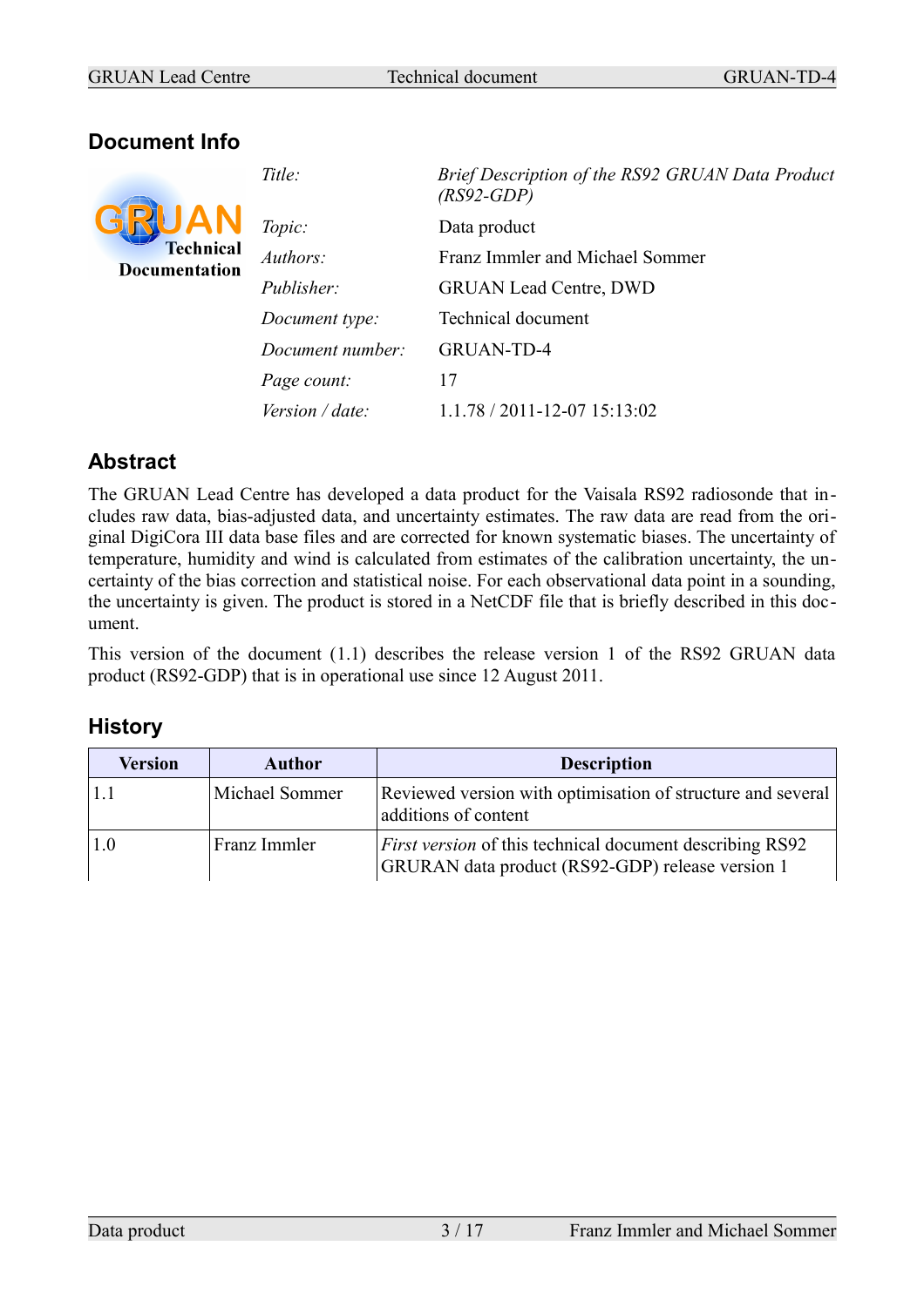## Document Info

GRUAN Technical Documentation

| | |
|---|---|
| *Title:* | *Brief Description of the RS92 GRUAN Data Product (RS92-GDP)* |
| *Topic:* | Data product |
| *Authors:* | Franz Immler and Michael Sommer |
| *Publisher:* | GRUAN Lead Centre, DWD |
| *Document type:* | Technical document |
| *Document number:* | GRUAN-TD-4 |
| *Page count:* | 17 |
| *Version / date:* | 1.1.78 / 2011-12-07 15:13:02 |

## Abstract

The GRUAN Lead Centre has developed a data product for the Vaisala RS92 radiosonde that includes raw data, bias-adjusted data, and uncertainty estimates. The raw data are read from the original DigiCora III data base files and are corrected for known systematic biases. The uncertainty of temperature, humidity and wind is calculated from estimates of the calibration uncertainty, the uncertainty of the bias correction and statistical noise. For each observational data point in a sounding, the uncertainty is given. The product is stored in a NetCDF file that is briefly described in this document.

This version of the document (1.1) describes the release version 1 of the RS92 GRUAN data product (RS92-GDP) that is in operational use since 12 August 2011.

## History

| Version | Author | Description |
|---|---|---|
| 1.1 | Michael Sommer | Reviewed version with optimisation of structure and several additions of content |
| 1.0 | Franz Immler | *First version* of this technical document describing RS92 GRURAN data product (RS92-GDP) release version 1 |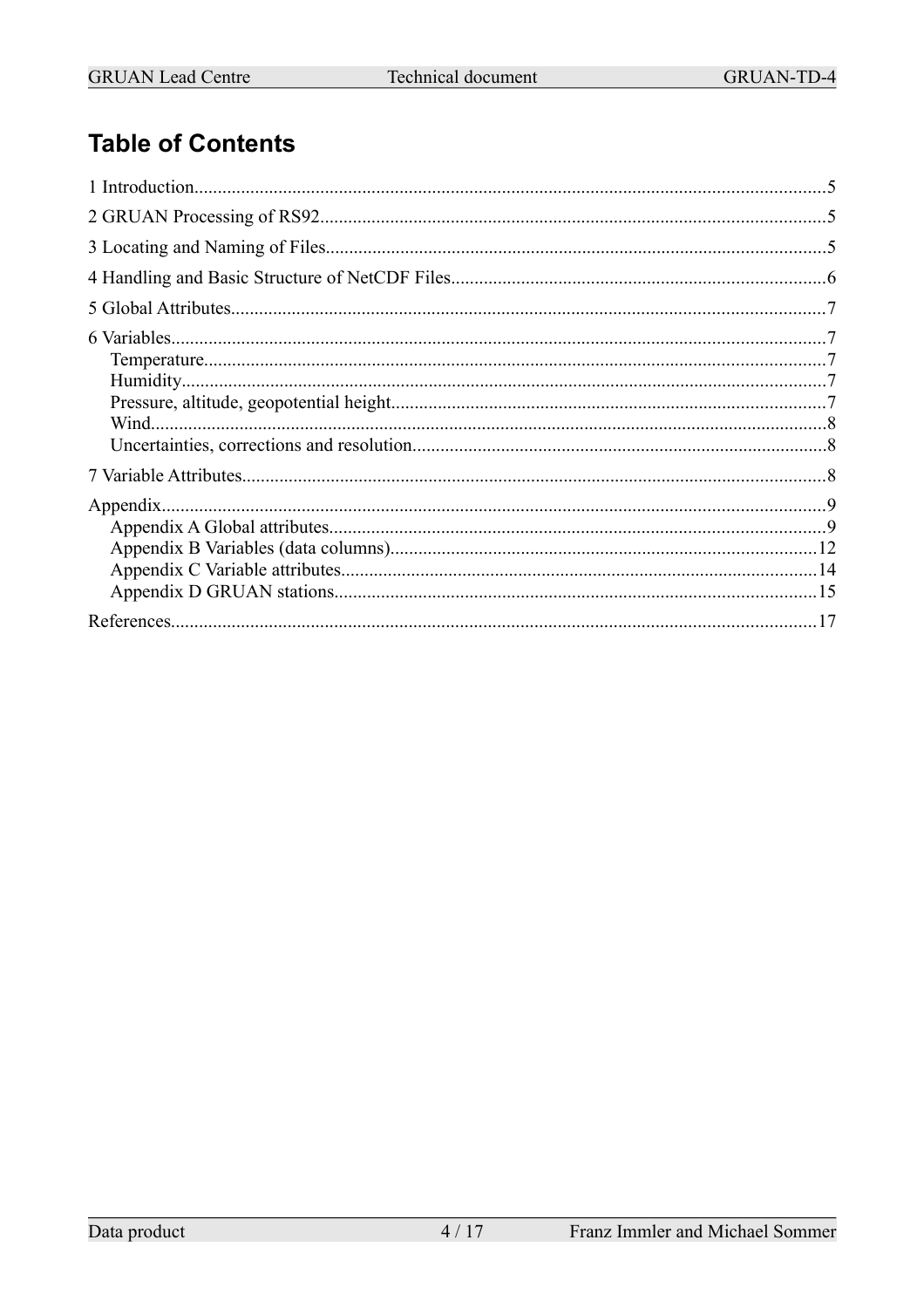# Table of Contents

1 Introduction......................................................................................................................5

2 GRUAN Processing of RS92...........................................................................................5

3 Locating and Naming of Files..........................................................................................5

4 Handling and Basic Structure of NetCDF Files...............................................................6

5 Global Attributes..............................................................................................................7

6 Variables...........................................................................................................................7

- Temperature.....................................................................................................................7
- Humidity..........................................................................................................................7
- Pressure, altitude, geopotential height.............................................................................7
- Wind................................................................................................................................8
- Uncertainties, corrections and resolution........................................................................8

7 Variable Attributes............................................................................................................8

Appendix.............................................................................................................................9

- Appendix A Global attributes..........................................................................................9
- Appendix B Variables (data columns)...........................................................................12
- Appendix C Variable attributes.....................................................................................14
- Appendix D GRUAN stations.......................................................................................15

References.........................................................................................................................17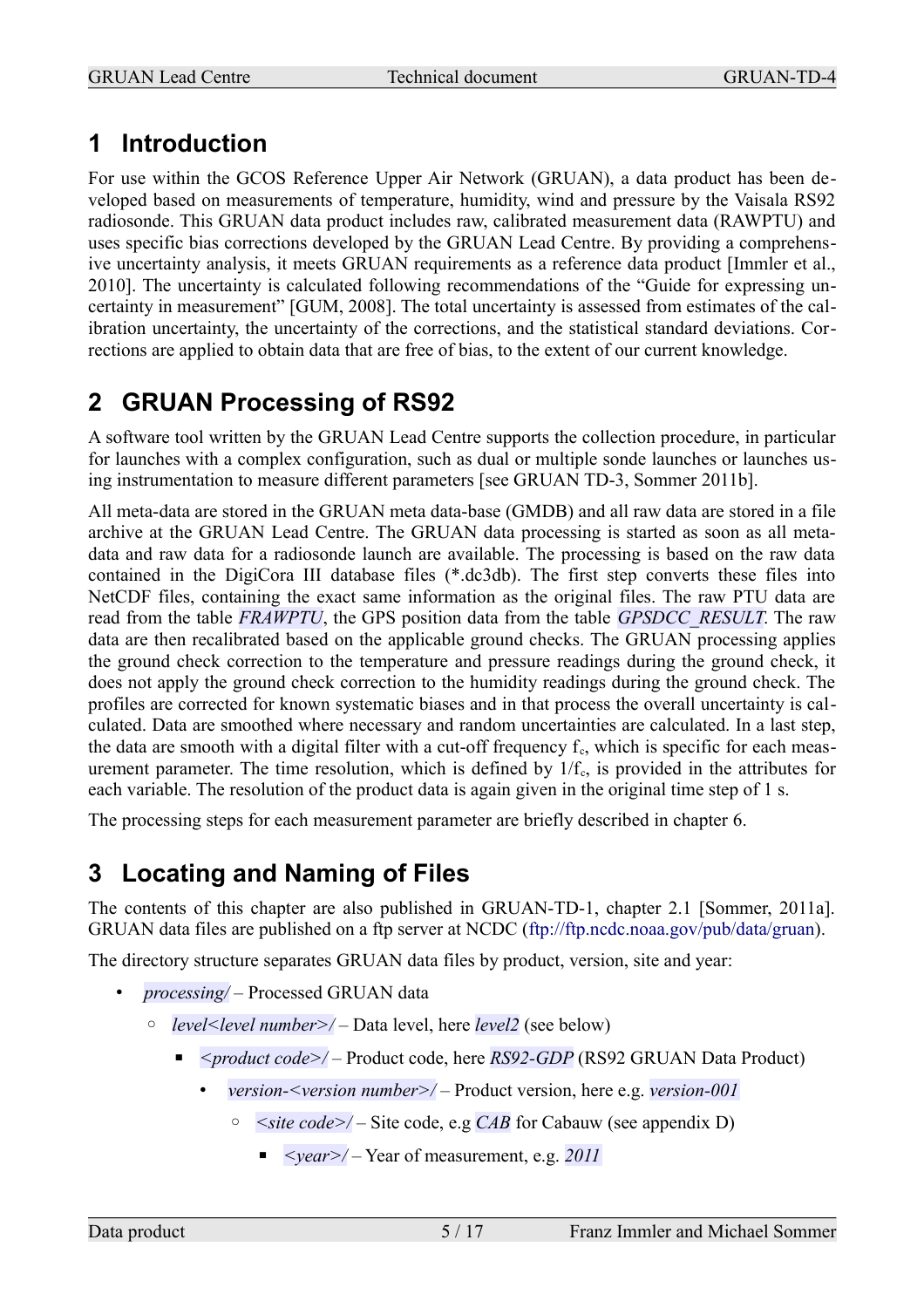# 1 Introduction

For use within the GCOS Reference Upper Air Network (GRUAN), a data product has been developed based on measurements of temperature, humidity, wind and pressure by the Vaisala RS92 radiosonde. This GRUAN data product includes raw, calibrated measurement data (RAWPTU) and uses specific bias corrections developed by the GRUAN Lead Centre. By providing a comprehensive uncertainty analysis, it meets GRUAN requirements as a reference data product [Immler et al., 2010]. The uncertainty is calculated following recommendations of the "Guide for expressing uncertainty in measurement" [GUM, 2008]. The total uncertainty is assessed from estimates of the calibration uncertainty, the uncertainty of the corrections, and the statistical standard deviations. Corrections are applied to obtain data that are free of bias, to the extent of our current knowledge.

# 2 GRUAN Processing of RS92

A software tool written by the GRUAN Lead Centre supports the collection procedure, in particular for launches with a complex configuration, such as dual or multiple sonde launches or launches using instrumentation to measure different parameters [see GRUAN TD-3, Sommer 2011b].

All meta-data are stored in the GRUAN meta data-base (GMDB) and all raw data are stored in a file archive at the GRUAN Lead Centre. The GRUAN data processing is started as soon as all meta-data and raw data for a radiosonde launch are available. The processing is based on the raw data contained in the DigiCora III database files (*.dc3db). The first step converts these files into NetCDF files, containing the exact same information as the original files. The raw PTU data are read from the table *FRAWPTU*, the GPS position data from the table *GPSDCC_RESULT*. The raw data are then recalibrated based on the applicable ground checks. The GRUAN processing applies the ground check correction to the temperature and pressure readings during the ground check, it does not apply the ground check correction to the humidity readings during the ground check. The profiles are corrected for known systematic biases and in that process the overall uncertainty is calculated. Data are smoothed where necessary and random uncertainties are calculated. In a last step, the data are smooth with a digital filter with a cut-off frequency $f_c$, which is specific for each measurement parameter. The time resolution, which is defined by $1/f_c$, is provided in the attributes for each variable. The resolution of the product data is again given in the original time step of 1 s.

The processing steps for each measurement parameter are briefly described in chapter 6.

# 3 Locating and Naming of Files

The contents of this chapter are also published in GRUAN-TD-1, chapter 2.1 [Sommer, 2011a]. GRUAN data files are published on a ftp server at NCDC (ftp://ftp.ncdc.noaa.gov/pub/data/gruan).

The directory structure separates GRUAN data files by product, version, site and year:

- *processing/* – Processed GRUAN data
  - *level<level number>/* – Data level, here *level2* (see below)
    - *<product code>/* – Product code, here *RS92-GDP* (RS92 GRUAN Data Product)
      - *version-<version number>/* – Product version, here e.g. *version-001*
        - *<site code>/* – Site code, e.g *CAB* for Cabauw (see appendix D)
          - *<year>/* – Year of measurement, e.g. *2011*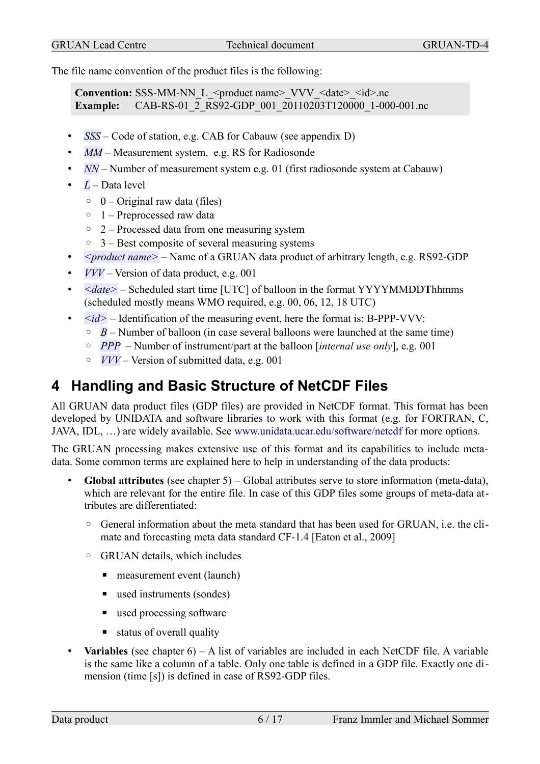The file name convention of the product files is the following:

> **Convention:** SSS-MM-NN_L_<product name>_VVV_<date>_<id>.nc
> **Example:** CAB-RS-01_2_RS92-GDP_001_20110203T120000_1-000-001.nc

- *SSS* – Code of station, e.g. CAB for Cabauw (see appendix D)
- *MM* – Measurement system, e.g. RS for Radiosonde
- *NN* – Number of measurement system e.g. 01 (first radiosonde system at Cabauw)
- *L* – Data level
  - 0 – Original raw data (files)
  - 1 – Preprocessed raw data
  - 2 – Processed data from one measuring system
  - 3 – Best composite of several measuring systems
- *<product name>* – Name of a GRUAN data product of arbitrary length, e.g. RS92-GDP
- *VVV* – Version of data product, e.g. 001
- *<date>* – Scheduled start time [UTC] of balloon in the format YYYYMMDD**T**hhmms (scheduled mostly means WMO required, e.g. 00, 06, 12, 18 UTC)
- *<id>* – Identification of the measuring event, here the format is: B-PPP-VVV:
  - *B* – Number of balloon (in case several balloons were launched at the same time)
  - *PPP* – Number of instrument/part at the balloon [*internal use only*], e.g. 001
  - *VVV* – Version of submitted data, e.g. 001

# 4 Handling and Basic Structure of NetCDF Files

All GRUAN data product files (GDP files) are provided in NetCDF format. This format has been developed by UNIDATA and software libraries to work with this format (e.g. for FORTRAN, C, JAVA, IDL, …) are widely available. See www.unidata.ucar.edu/software/netcdf for more options.

The GRUAN processing makes extensive use of this format and its capabilities to include meta-data. Some common terms are explained here to help in understanding of the data products:

- **Global attributes** (see chapter 5) – Global attributes serve to store information (meta-data), which are relevant for the entire file. In case of this GDP files some groups of meta-data attributes are differentiated:
  - General information about the meta standard that has been used for GRUAN, i.e. the climate and forecasting meta data standard CF-1.4 [Eaton et al., 2009]
  - GRUAN details, which includes
    - measurement event (launch)
    - used instruments (sondes)
    - used processing software
    - status of overall quality
- **Variables** (see chapter 6) – A list of variables are included in each NetCDF file. A variable is the same like a column of a table. Only one table is defined in a GDP file. Exactly one dimension (time [s]) is defined in case of RS92-GDP files.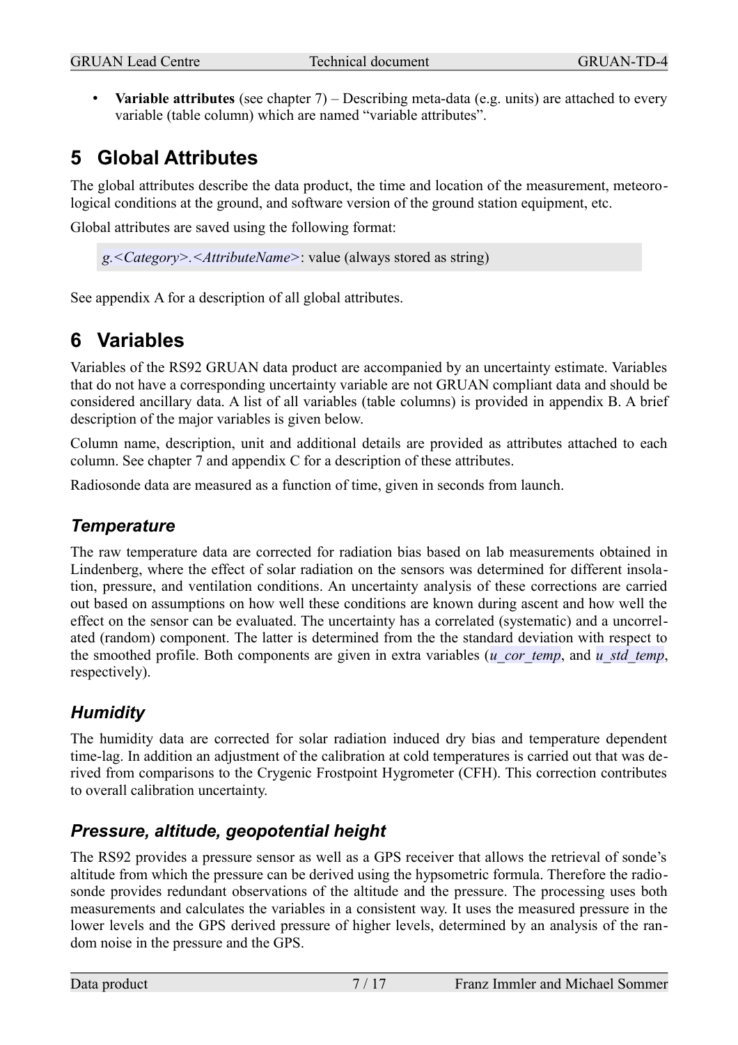- **Variable attributes** (see chapter 7) – Describing meta-data (e.g. units) are attached to every variable (table column) which are named "variable attributes".

# 5 Global Attributes

The global attributes describe the data product, the time and location of the measurement, meteorological conditions at the ground, and software version of the ground station equipment, etc.

Global attributes are saved using the following format:

> *g.<Category>.<AttributeName>*: value (always stored as string)

See appendix A for a description of all global attributes.

# 6 Variables

Variables of the RS92 GRUAN data product are accompanied by an uncertainty estimate. Variables that do not have a corresponding uncertainty variable are not GRUAN compliant data and should be considered ancillary data. A list of all variables (table columns) is provided in appendix B. A brief description of the major variables is given below.

Column name, description, unit and additional details are provided as attributes attached to each column. See chapter 7 and appendix C for a description of these attributes.

Radiosonde data are measured as a function of time, given in seconds from launch.

## *Temperature*

The raw temperature data are corrected for radiation bias based on lab measurements obtained in Lindenberg, where the effect of solar radiation on the sensors was determined for different insolation, pressure, and ventilation conditions. An uncertainty analysis of these corrections are carried out based on assumptions on how well these conditions are known during ascent and how well the effect on the sensor can be evaluated. The uncertainty has a correlated (systematic) and a uncorrelated (random) component. The latter is determined from the the standard deviation with respect to the smoothed profile. Both components are given in extra variables (*u_cor_temp*, and *u_std_temp*, respectively).

## *Humidity*

The humidity data are corrected for solar radiation induced dry bias and temperature dependent time-lag. In addition an adjustment of the calibration at cold temperatures is carried out that was derived from comparisons to the Crygenic Frostpoint Hygrometer (CFH). This correction contributes to overall calibration uncertainty.

## *Pressure, altitude, geopotential height*

The RS92 provides a pressure sensor as well as a GPS receiver that allows the retrieval of sonde's altitude from which the pressure can be derived using the hypsometric formula. Therefore the radiosonde provides redundant observations of the altitude and the pressure. The processing uses both measurements and calculates the variables in a consistent way. It uses the measured pressure in the lower levels and the GPS derived pressure of higher levels, determined by an analysis of the random noise in the pressure and the GPS.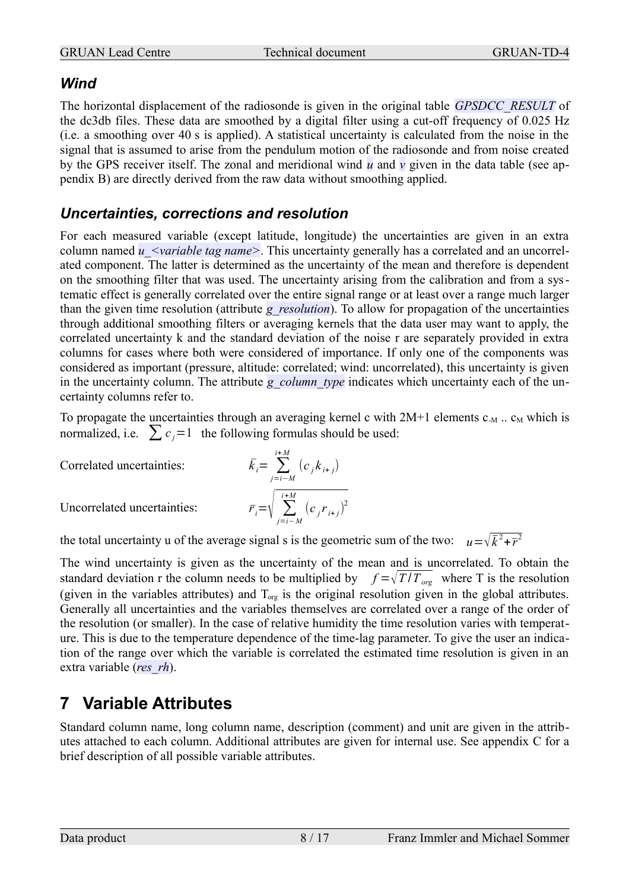### *Wind*

The horizontal displacement of the radiosonde is given in the original table *GPSDCC_RESULT* of the dc3db files. These data are smoothed by a digital filter using a cut-off frequency of 0.025 Hz (i.e. a smoothing over 40 s is applied). A statistical uncertainty is calculated from the noise in the signal that is assumed to arise from the pendulum motion of the radiosonde and from noise created by the GPS receiver itself. The zonal and meridional wind *u* and *v* given in the data table (see appendix B) are directly derived from the raw data without smoothing applied.

### *Uncertainties, corrections and resolution*

For each measured variable (except latitude, longitude) the uncertainties are given in an extra column named *u_<variable tag name>*. This uncertainty generally has a correlated and an uncorrelated component. The latter is determined as the uncertainty of the mean and therefore is dependent on the smoothing filter that was used. The uncertainty arising from the calibration and from a systematic effect is generally correlated over the entire signal range or at least over a range much larger than the given time resolution (attribute *g_resolution*). To allow for propagation of the uncertainties through additional smoothing filters or averaging kernels that the data user may want to apply, the correlated uncertainty k and the standard deviation of the noise r are separately provided in extra columns for cases where both were considered of importance. If only one of the components was considered as important (pressure, altitude: correlated; wind: uncorrelated), this uncertainty is given in the uncertainty column. The attribute *g_column_type* indicates which uncertainty each of the uncertainty columns refer to.

To propagate the uncertainties through an averaging kernel c with 2M+1 elements $c_{-M}$ .. $c_M$ which is normalized, i.e. $\sum c_j = 1$ the following formulas should be used:

Correlated uncertainties: $$\bar{k}_i = \sum_{j=i-M}^{i+M} (c_j k_{i+j})$$

Uncorrelated uncertainties: $$\bar{r}_i = \sqrt{\sum_{j=i-M}^{i+M} (c_j r_{i+j})^2}$$

the total uncertainty u of the average signal s is the geometric sum of the two: $u = \sqrt{\bar{k}^2 + \bar{r}^2}$

The wind uncertainty is given as the uncertainty of the mean and is uncorrelated. To obtain the standard deviation r the column needs to be multiplied by $f = \sqrt{T/T_{org}}$ where T is the resolution (given in the variables attributes) and $T_{org}$ is the original resolution given in the global attributes. Generally all uncertainties and the variables themselves are correlated over a range of the order of the resolution (or smaller). In the case of relative humidity the time resolution varies with temperature. This is due to the temperature dependence of the time-lag parameter. To give the user an indication of the range over which the variable is correlated the estimated time resolution is given in an extra variable (*res_rh*).

# 7 Variable Attributes

Standard column name, long column name, description (comment) and unit are given in the attributes attached to each column. Additional attributes are given for internal use. See appendix C for a brief description of all possible variable attributes.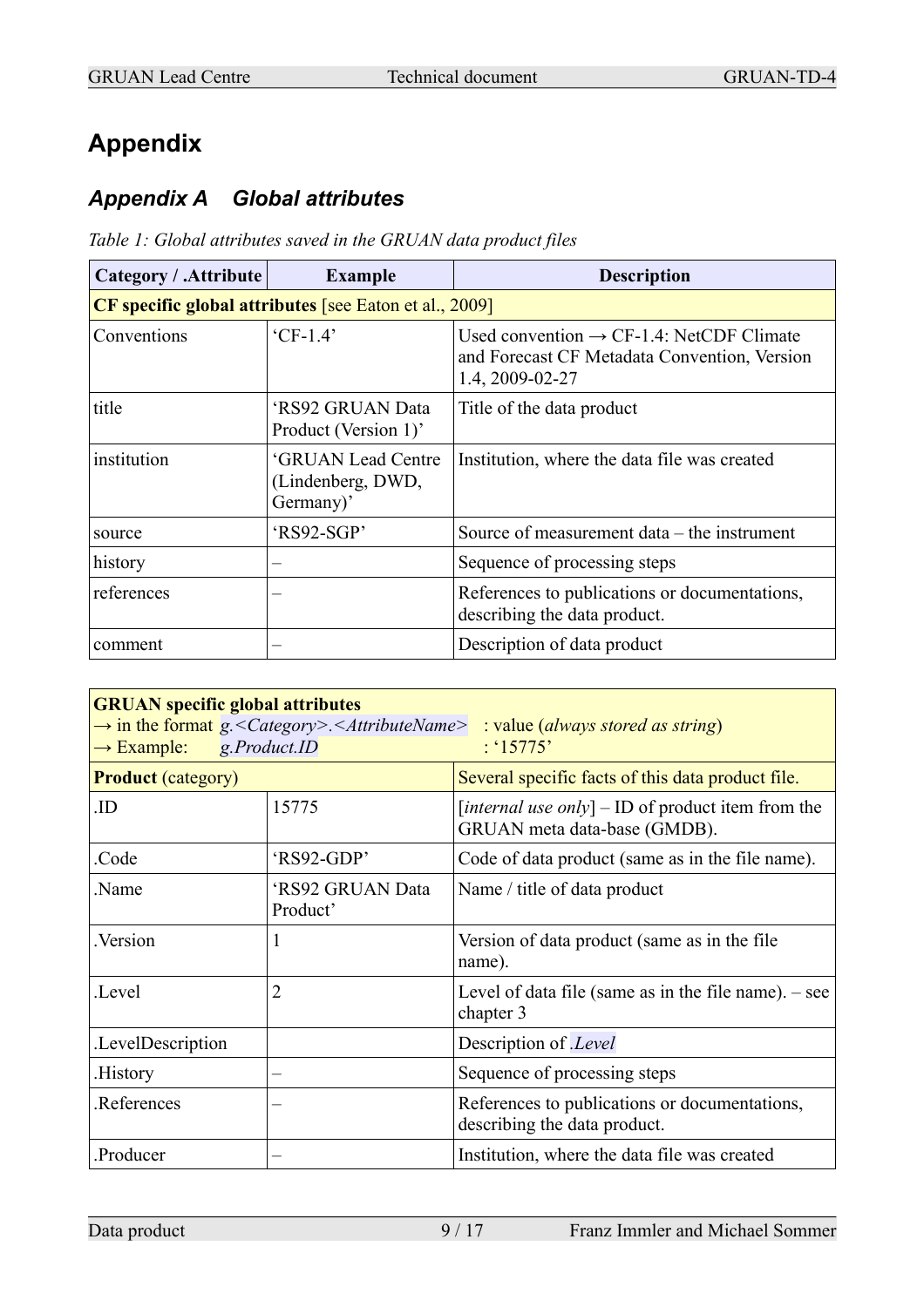# Appendix

## Appendix A Global attributes

*Table 1: Global attributes saved in the GRUAN data product files*

| Category / .Attribute | Example | Description |
|---|---|---|
| **CF specific global attributes** [see Eaton et al., 2009] | | |
| Conventions | 'CF-1.4' | Used convention → CF-1.4: NetCDF Climate and Forecast CF Metadata Convention, Version 1.4, 2009-02-27 |
| title | 'RS92 GRUAN Data Product (Version 1)' | Title of the data product |
| institution | 'GRUAN Lead Centre (Lindenberg, DWD, Germany)' | Institution, where the data file was created |
| source | 'RS92-SGP' | Source of measurement data – the instrument |
| history | – | Sequence of processing steps |
| references | – | References to publications or documentations, describing the data product. |
| comment | – | Description of data product |

| | | |
|---|---|---|
| **GRUAN specific global attributes** → in the format *g.<Category>.<AttributeName>* : value (*always stored as string*) → Example: *g.Product.ID* : '15775' | | |
| **Product** (category) | | Several specific facts of this data product file. |
| .ID | 15775 | [*internal use only*] – ID of product item from the GRUAN meta data-base (GMDB). |
| .Code | 'RS92-GDP' | Code of data product (same as in the file name). |
| .Name | 'RS92 GRUAN Data Product' | Name / title of data product |
| .Version | 1 | Version of data product (same as in the file name). |
| .Level | 2 | Level of data file (same as in the file name). – see chapter 3 |
| .LevelDescription | | Description of *.Level* |
| .History | – | Sequence of processing steps |
| .References | – | References to publications or documentations, describing the data product. |
| .Producer | – | Institution, where the data file was created |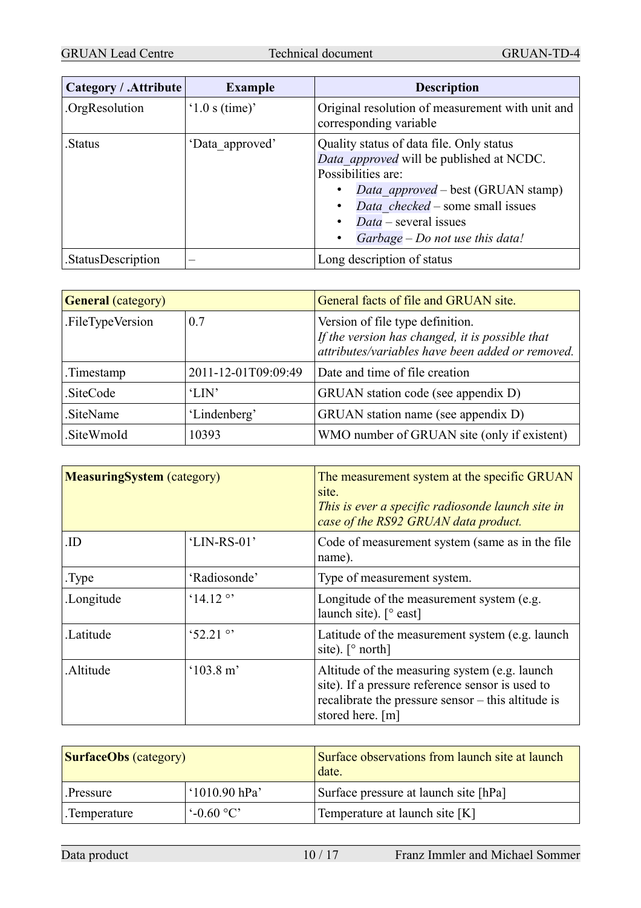| Category / .Attribute | Example | Description |
|---|---|---|
| .OrgResolution | '1.0 s (time)' | Original resolution of measurement with unit and corresponding variable |
| .Status | 'Data_approved' | Quality status of data file. Only status *Data_approved* will be published at NCDC. Possibilities are: <br>• *Data_approved* – best (GRUAN stamp) <br>• *Data_checked* – some small issues <br>• *Data* – several issues <br>• *Garbage* – *Do not use this data!* |
| .StatusDescription | – | Long description of status |

| **General** (category) | | General facts of file and GRUAN site. |
|---|---|---|
| .FileTypeVersion | 0.7 | Version of file type definition. *If the version has changed, it is possible that attributes/variables have been added or removed.* |
| .Timestamp | 2011-12-01T09:09:49 | Date and time of file creation |
| .SiteCode | 'LIN' | GRUAN station code (see appendix D) |
| .SiteName | 'Lindenberg' | GRUAN station name (see appendix D) |
| .SiteWmoId | 10393 | WMO number of GRUAN site (only if existent) |

| **MeasuringSystem** (category) | | The measurement system at the specific GRUAN site. *This is ever a specific radiosonde launch site in case of the RS92 GRUAN data product.* |
|---|---|---|
| .ID | 'LIN-RS-01' | Code of measurement system (same as in the file name). |
| .Type | 'Radiosonde' | Type of measurement system. |
| .Longitude | '14.12 °' | Longitude of the measurement system (e.g. launch site). [° east] |
| .Latitude | '52.21 °' | Latitude of the measurement system (e.g. launch site). [° north] |
| .Altitude | '103.8 m' | Altitude of the measuring system (e.g. launch site). If a pressure reference sensor is used to recalibrate the pressure sensor – this altitude is stored here. [m] |

| **SurfaceObs** (category) | | Surface observations from launch site at launch date. |
|---|---|---|
| .Pressure | '1010.90 hPa' | Surface pressure at launch site [hPa] |
| .Temperature | '-0.60 °C' | Temperature at launch site [K] |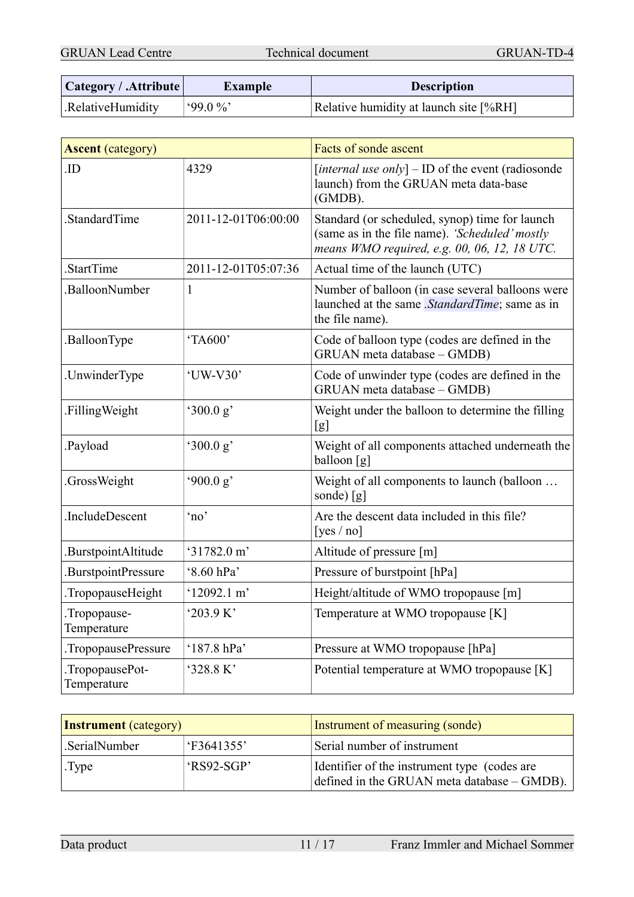| Category / .Attribute | Example | Description |
|---|---|---|
| .RelativeHumidity | '99.0 %' | Relative humidity at launch site [%RH] |

| **Ascent** (category) | | Facts of sonde ascent |
|---|---|---|
| .ID | 4329 | [*internal use only*] – ID of the event (radiosonde launch) from the GRUAN meta data-base (GMDB). |
| .StandardTime | 2011-12-01T06:00:00 | Standard (or scheduled, synop) time for launch (same as in the file name). *'Scheduled' mostly means WMO required, e.g. 00, 06, 12, 18 UTC.* |
| .StartTime | 2011-12-01T05:07:36 | Actual time of the launch (UTC) |
| .BalloonNumber | 1 | Number of balloon (in case several balloons were launched at the same *.StandardTime*; same as in the file name). |
| .BalloonType | 'TA600' | Code of balloon type (codes are defined in the GRUAN meta database – GMDB) |
| .UnwinderType | 'UW-V30' | Code of unwinder type (codes are defined in the GRUAN meta database – GMDB) |
| .FillingWeight | '300.0 g' | Weight under the balloon to determine the filling [g] |
| .Payload | '300.0 g' | Weight of all components attached underneath the balloon [g] |
| .GrossWeight | '900.0 g' | Weight of all components to launch (balloon … sonde) [g] |
| .IncludeDescent | 'no' | Are the descent data included in this file? [yes / no] |
| .BurstpointAltitude | '31782.0 m' | Altitude of pressure [m] |
| .BurstpointPressure | '8.60 hPa' | Pressure of burstpoint [hPa] |
| .TropopauseHeight | '12092.1 m' | Height/altitude of WMO tropopause [m] |
| .Tropopause-Temperature | '203.9 K' | Temperature at WMO tropopause [K] |
| .TropopausePressure | '187.8 hPa' | Pressure at WMO tropopause [hPa] |
| .TropopausePot-Temperature | '328.8 K' | Potential temperature at WMO tropopause [K] |

| **Instrument** (category) | | Instrument of measuring (sonde) |
|---|---|---|
| .SerialNumber | 'F3641355' | Serial number of instrument |
| .Type | 'RS92-SGP' | Identifier of the instrument type (codes are defined in the GRUAN meta database – GMDB). |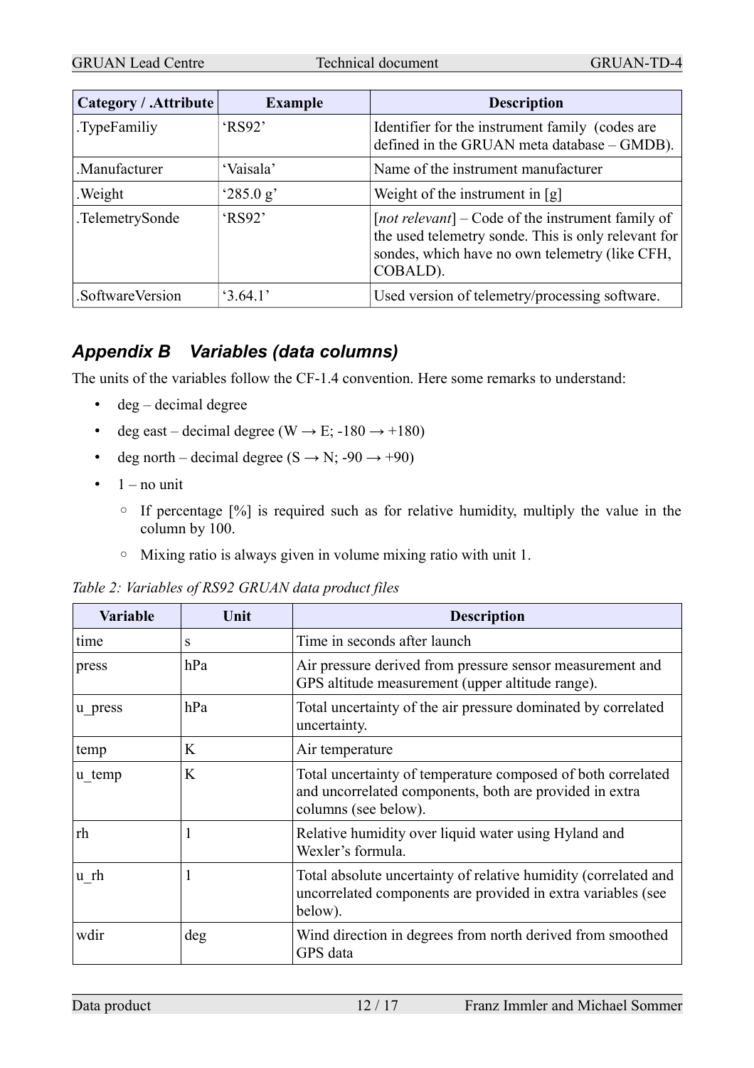| Category / .Attribute | Example | Description |
|---|---|---|
| .TypeFamiliy | ‘RS92’ | Identifier for the instrument family (codes are defined in the GRUAN meta database – GMDB). |
| .Manufacturer | ‘Vaisala’ | Name of the instrument manufacturer |
| .Weight | ‘285.0 g’ | Weight of the instrument in [g] |
| .TelemetrySonde | ‘RS92’ | [*not relevant*] – Code of the instrument family of the used telemetry sonde. This is only relevant for sondes, which have no own telemetry (like CFH, COBALD). |
| .SoftwareVersion | ‘3.64.1’ | Used version of telemetry/processing software. |

## *Appendix B Variables (data columns)*

The units of the variables follow the CF-1.4 convention. Here some remarks to understand:

- deg – decimal degree
- deg east – decimal degree (W → E; -180 → +180)
- deg north – decimal degree (S → N; -90 → +90)
- 1 – no unit
  - If percentage [%] is required such as for relative humidity, multiply the value in the column by 100.
  - Mixing ratio is always given in volume mixing ratio with unit 1.

*Table 2: Variables of RS92 GRUAN data product files*

| Variable | Unit | Description |
|---|---|---|
| time | s | Time in seconds after launch |
| press | hPa | Air pressure derived from pressure sensor measurement and GPS altitude measurement (upper altitude range). |
| u_press | hPa | Total uncertainty of the air pressure dominated by correlated uncertainty. |
| temp | K | Air temperature |
| u_temp | K | Total uncertainty of temperature composed of both correlated and uncorrelated components, both are provided in extra columns (see below). |
| rh | 1 | Relative humidity over liquid water using Hyland and Wexler’s formula. |
| u_rh | 1 | Total absolute uncertainty of relative humidity (correlated and uncorrelated components are provided in extra variables (see below). |
| wdir | deg | Wind direction in degrees from north derived from smoothed GPS data |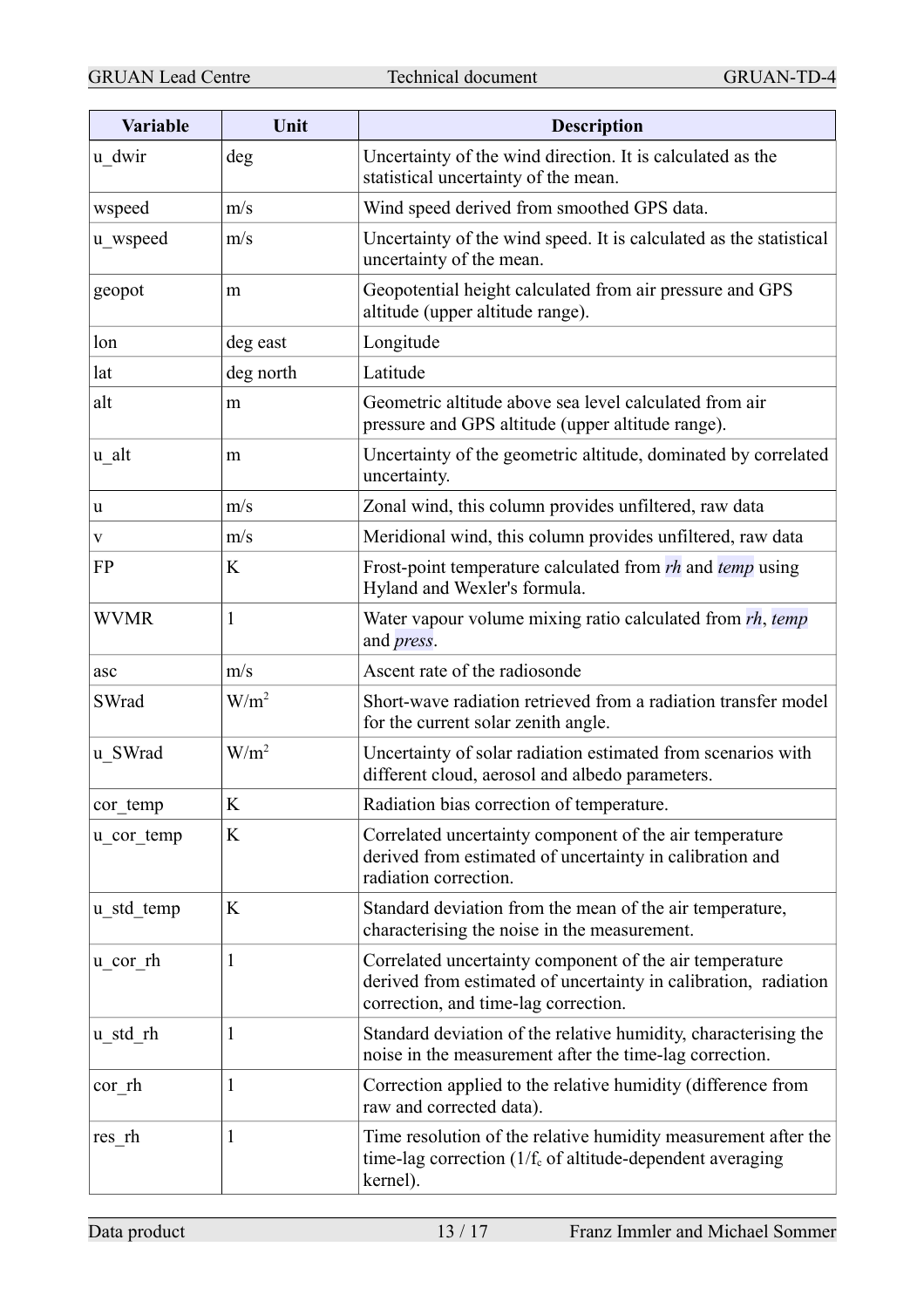| Variable | Unit | Description |
|---|---|---|
| u_dwir | deg | Uncertainty of the wind direction. It is calculated as the statistical uncertainty of the mean. |
| wspeed | m/s | Wind speed derived from smoothed GPS data. |
| u_wspeed | m/s | Uncertainty of the wind speed. It is calculated as the statistical uncertainty of the mean. |
| geopot | m | Geopotential height calculated from air pressure and GPS altitude (upper altitude range). |
| lon | deg east | Longitude |
| lat | deg north | Latitude |
| alt | m | Geometric altitude above sea level calculated from air pressure and GPS altitude (upper altitude range). |
| u_alt | m | Uncertainty of the geometric altitude, dominated by correlated uncertainty. |
| u | m/s | Zonal wind, this column provides unfiltered, raw data |
| v | m/s | Meridional wind, this column provides unfiltered, raw data |
| FP | K | Frost-point temperature calculated from *rh* and *temp* using Hyland and Wexler's formula. |
| WVMR | 1 | Water vapour volume mixing ratio calculated from *rh*, *temp* and *press*. |
| asc | m/s | Ascent rate of the radiosonde |
| SWrad | $W/m^2$ | Short-wave radiation retrieved from a radiation transfer model for the current solar zenith angle. |
| u_SWrad | $W/m^2$ | Uncertainty of solar radiation estimated from scenarios with different cloud, aerosol and albedo parameters. |
| cor_temp | K | Radiation bias correction of temperature. |
| u_cor_temp | K | Correlated uncertainty component of the air temperature derived from estimated of uncertainty in calibration and radiation correction. |
| u_std_temp | K | Standard deviation from the mean of the air temperature, characterising the noise in the measurement. |
| u_cor_rh | 1 | Correlated uncertainty component of the air temperature derived from estimated of uncertainty in calibration, radiation correction, and time-lag correction. |
| u_std_rh | 1 | Standard deviation of the relative humidity, characterising the noise in the measurement after the time-lag correction. |
| cor_rh | 1 | Correction applied to the relative humidity (difference from raw and corrected data). |
| res_rh | 1 | Time resolution of the relative humidity measurement after the time-lag correction ($1/f_c$ of altitude-dependent averaging kernel). |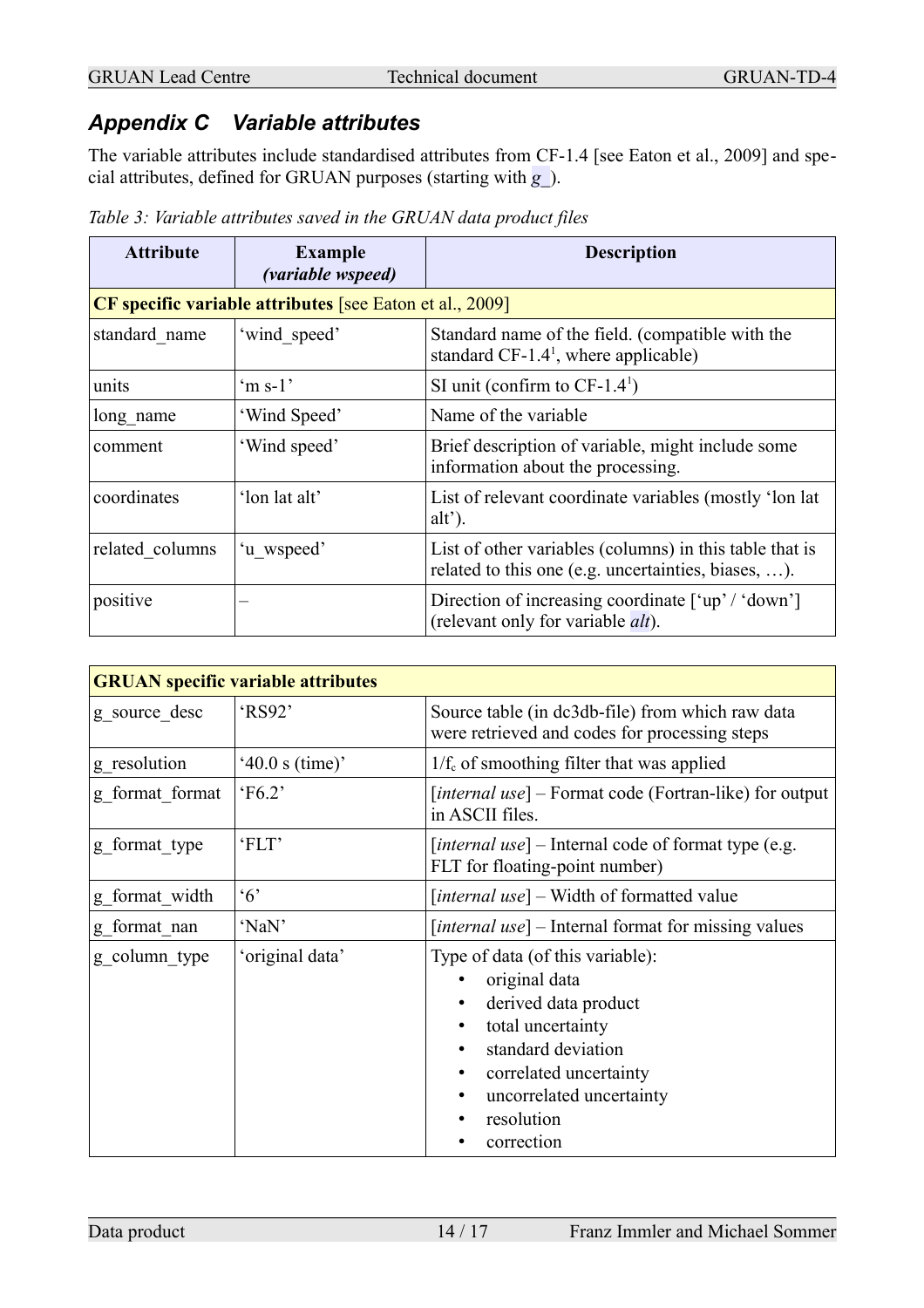## *Appendix C Variable attributes*

The variable attributes include standardised attributes from CF-1.4 [see Eaton et al., 2009] and special attributes, defined for GRUAN purposes (starting with *g_*).

*Table 3: Variable attributes saved in the GRUAN data product files*

| Attribute | Example *(variable wspeed)* | Description |
|---|---|---|
| **CF specific variable attributes** [see Eaton et al., 2009] | | |
| standard_name | 'wind_speed' | Standard name of the field. (compatible with the standard CF-1.4[1], where applicable) |
| units | 'm s-1' | SI unit (confirm to CF-1.4[1]) |
| long_name | 'Wind Speed' | Name of the variable |
| comment | 'Wind speed' | Brief description of variable, might include some information about the processing. |
| coordinates | 'lon lat alt' | List of relevant coordinate variables (mostly 'lon lat alt'). |
| related_columns | 'u_wspeed' | List of other variables (columns) in this table that is related to this one (e.g. uncertainties, biases, …). |
| positive | – | Direction of increasing coordinate ['up' / 'down'] (relevant only for variable *alt*). |

| **GRUAN specific variable attributes** | | |
|---|---|---|
| g_source_desc | 'RS92' | Source table (in dc3db-file) from which raw data were retrieved and codes for processing steps |
| g_resolution | '40.0 s (time)' | $1/f_c$ of smoothing filter that was applied |
| g_format_format | 'F6.2' | [*internal use*] – Format code (Fortran-like) for output in ASCII files. |
| g_format_type | 'FLT' | [*internal use*] – Internal code of format type (e.g. FLT for floating-point number) |
| g_format_width | '6' | [*internal use*] – Width of formatted value |
| g_format_nan | 'NaN' | [*internal use*] – Internal format for missing values |
| g_column_type | 'original data' | Type of data (of this variable): • original data • derived data product • total uncertainty • standard deviation • correlated uncertainty • uncorrelated uncertainty • resolution • correction |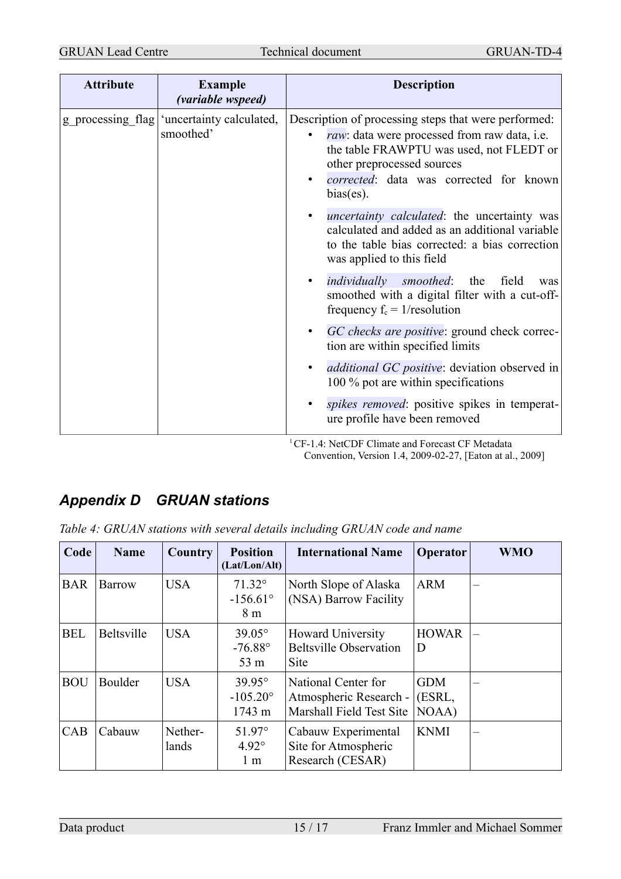| Attribute | Example *(variable wspeed)* | Description |
|---|---|---|
| g_processing_flag | 'uncertainty calculated, smoothed' | Description of processing steps that were performed: <br>• *raw*: data were processed from raw data, i.e. the table FRAWPTU was used, not FLEDT or other preprocessed sources <br>• *corrected*: data was corrected for known bias(es). <br>• *uncertainty calculated*: the uncertainty was calculated and added as an additional variable to the table bias corrected: a bias correction was applied to this field <br>• *individually smoothed*: the field was smoothed with a digital filter with a cut-off-frequency $f_c$ = 1/resolution <br>• *GC checks are positive*: ground check correction are within specified limits <br>• *additional GC positive*: deviation observed in 100 % pot are within specifications <br>• *spikes removed*: positive spikes in temperature profile have been removed |

[1] CF-1.4: NetCDF Climate and Forecast CF Metadata Convention, Version 1.4, 2009-02-27, [Eaton at al., 2009]

## *Appendix D GRUAN stations*

*Table 4: GRUAN stations with several details including GRUAN code and name*

| Code | Name | Country | Position (Lat/Lon/Alt) | International Name | Operator | WMO |
|---|---|---|---|---|---|---|
| BAR | Barrow | USA | 71.32° -156.61° 8 m | North Slope of Alaska (NSA) Barrow Facility | ARM | – |
| BEL | Beltsville | USA | 39.05° -76.88° 53 m | Howard University Beltsville Observation Site | HOWARD | – |
| BOU | Boulder | USA | 39.95° -105.20° 1743 m | National Center for Atmospheric Research - Marshall Field Test Site | GDM (ESRL, NOAA) | – |
| CAB | Cabauw | Netherlands | 51.97° 4.92° 1 m | Cabauw Experimental Site for Atmospheric Research (CESAR) | KNMI | – |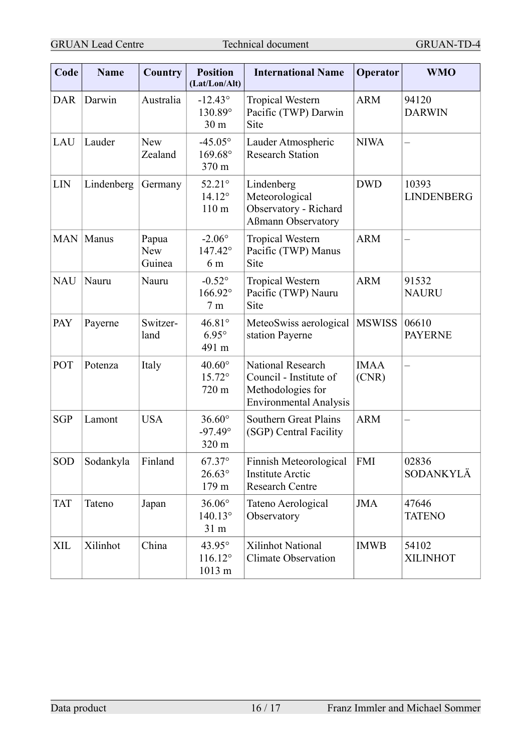| Code | Name | Country | Position (Lat/Lon/Alt) | International Name | Operator | WMO |
|---|---|---|---|---|---|---|
| DAR | Darwin | Australia | -12.43° 130.89° 30 m | Tropical Western Pacific (TWP) Darwin Site | ARM | 94120 DARWIN |
| LAU | Lauder | New Zealand | -45.05° 169.68° 370 m | Lauder Atmospheric Research Station | NIWA | – |
| LIN | Lindenberg | Germany | 52.21° 14.12° 110 m | Lindenberg Meteorological Observatory - Richard Aßmann Observatory | DWD | 10393 LINDENBERG |
| MAN | Manus | Papua New Guinea | -2.06° 147.42° 6 m | Tropical Western Pacific (TWP) Manus Site | ARM | – |
| NAU | Nauru | Nauru | -0.52° 166.92° 7 m | Tropical Western Pacific (TWP) Nauru Site | ARM | 91532 NAURU |
| PAY | Payerne | Switzer-land | 46.81° 6.95° 491 m | MeteoSwiss aerological station Payerne | MSWISS | 06610 PAYERNE |
| POT | Potenza | Italy | 40.60° 15.72° 720 m | National Research Council - Institute of Methodologies for Environmental Analysis | IMAA (CNR) | – |
| SGP | Lamont | USA | 36.60° -97.49° 320 m | Southern Great Plains (SGP) Central Facility | ARM | – |
| SOD | Sodankyla | Finland | 67.37° 26.63° 179 m | Finnish Meteorological Institute Arctic Research Centre | FMI | 02836 SODANKYLÄ |
| TAT | Tateno | Japan | 36.06° 140.13° 31 m | Tateno Aerological Observatory | JMA | 47646 TATENO |
| XIL | Xilinhot | China | 43.95° 116.12° 1013 m | Xilinhot National Climate Observation | IMWB | 54102 XILINHOT |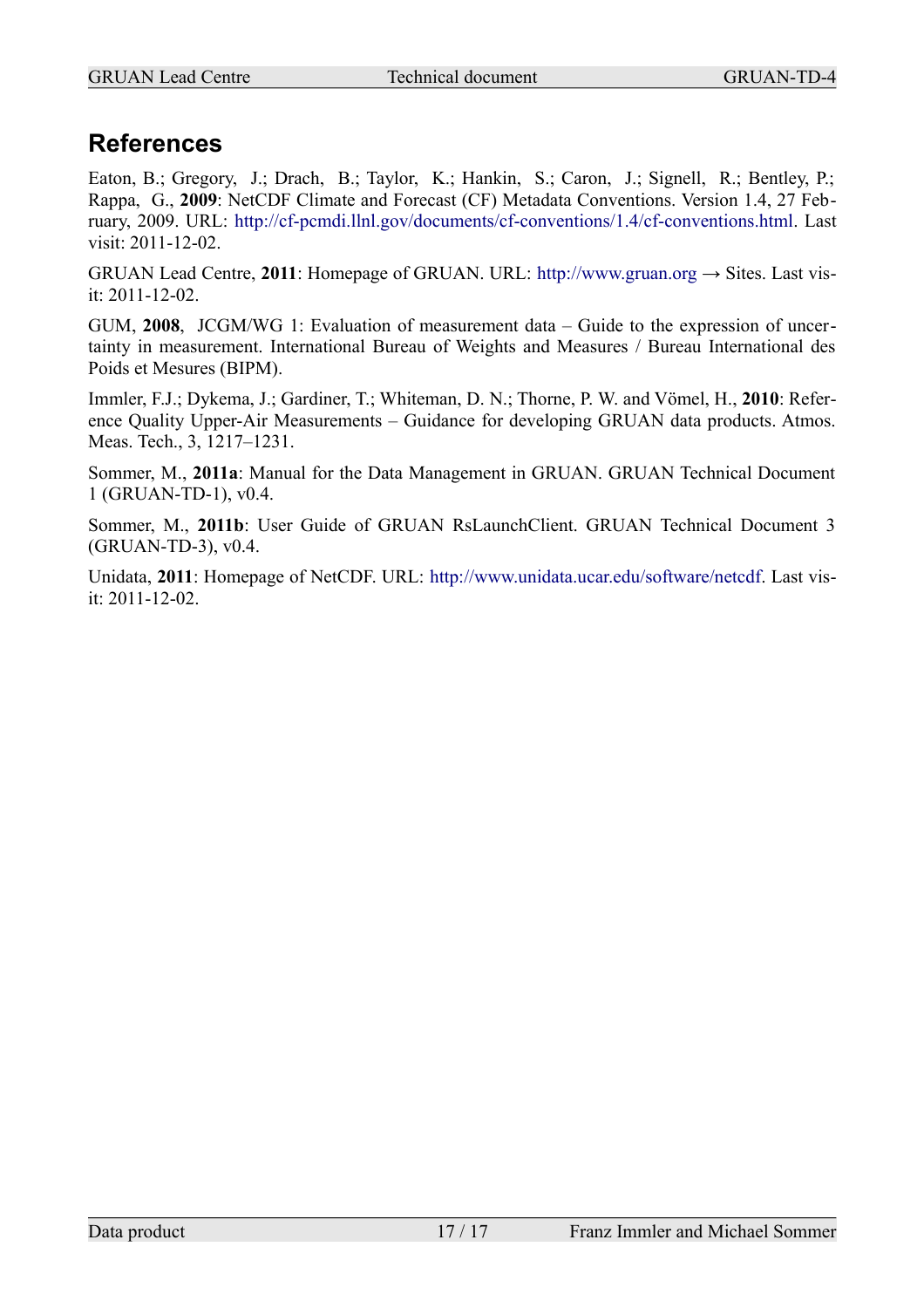# References

Eaton, B.; Gregory, J.; Drach, B.; Taylor, K.; Hankin, S.; Caron, J.; Signell, R.; Bentley, P.; Rappa, G., **2009**: NetCDF Climate and Forecast (CF) Metadata Conventions. Version 1.4, 27 February, 2009. URL: http://cf-pcmdi.llnl.gov/documents/cf-conventions/1.4/cf-conventions.html. Last visit: 2011-12-02.

GRUAN Lead Centre, **2011**: Homepage of GRUAN. URL: http://www.gruan.org → Sites. Last visit: 2011-12-02.

GUM, **2008**, JCGM/WG 1: Evaluation of measurement data – Guide to the expression of uncertainty in measurement. International Bureau of Weights and Measures / Bureau International des Poids et Mesures (BIPM).

Immler, F.J.; Dykema, J.; Gardiner, T.; Whiteman, D. N.; Thorne, P. W. and Vömel, H., **2010**: Reference Quality Upper-Air Measurements – Guidance for developing GRUAN data products. Atmos. Meas. Tech., 3, 1217–1231.

Sommer, M., **2011a**: Manual for the Data Management in GRUAN. GRUAN Technical Document 1 (GRUAN-TD-1), v0.4.

Sommer, M., **2011b**: User Guide of GRUAN RsLaunchClient. GRUAN Technical Document 3 (GRUAN-TD-3), v0.4.

Unidata, **2011**: Homepage of NetCDF. URL: http://www.unidata.ucar.edu/software/netcdf. Last visit: 2011-12-02.